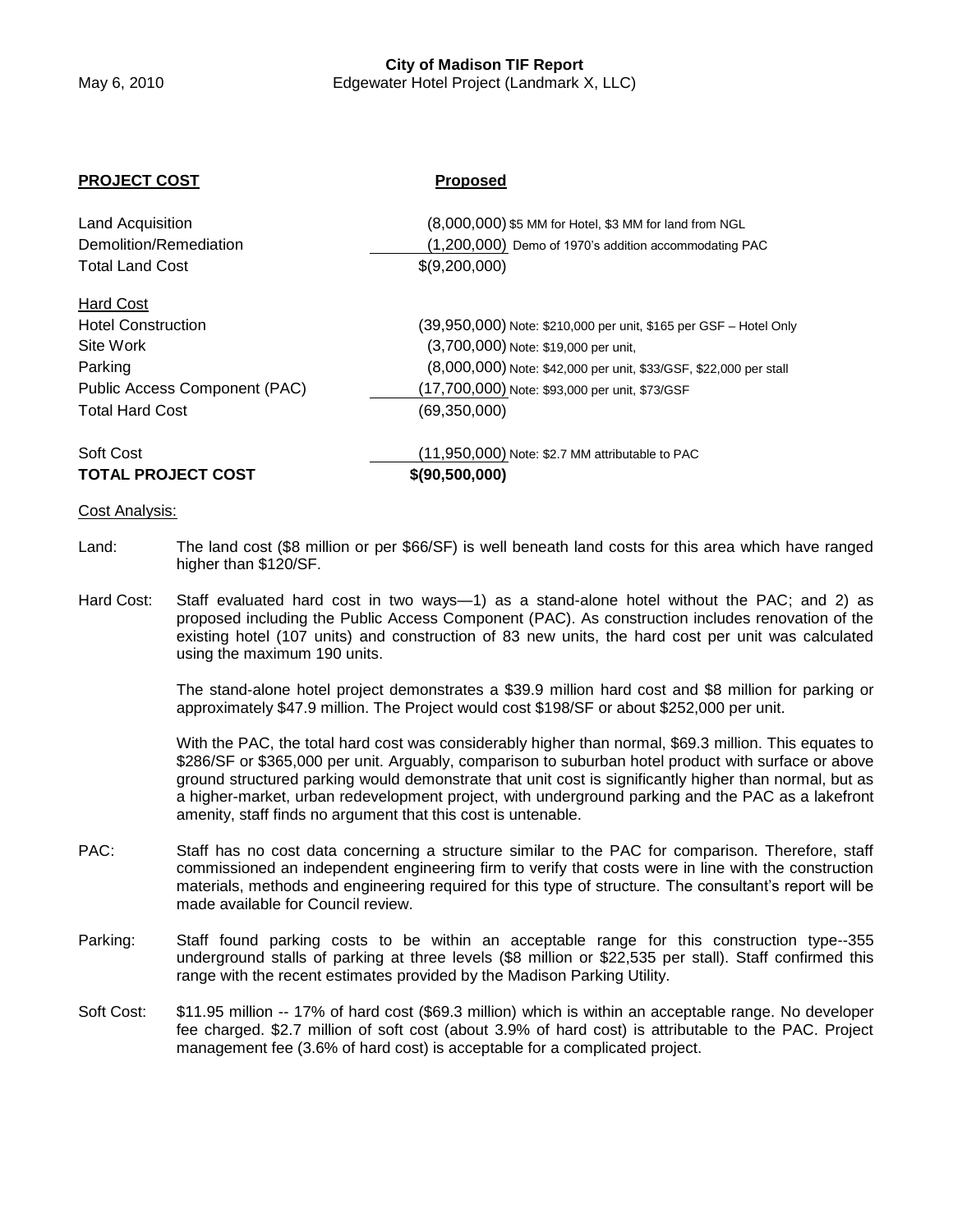**City of Madison TIF Report**

May 6, 2010 Edgewater Hotel Project (Landmark X, LLC)

| **PROJECT COST** | **Proposed** | |
|---|---|---|
| Land Acquisition | (8,000,000) | $5 MM for Hotel, $3 MM for land from NGL |
| Demolition/Remediation | (1,200,000) | Demo of 1970's addition accommodating PAC |
| Total Land Cost | $(9,200,000) | |
| Hard Cost | | |
| Hotel Construction | (39,950,000) | Note: $210,000 per unit, $165 per GSF – Hotel Only |
| Site Work | (3,700,000) | Note: $19,000 per unit, |
| Parking | (8,000,000) | Note: $42,000 per unit, $33/GSF, $22,000 per stall |
| Public Access Component (PAC) | (17,700,000) | Note: $93,000 per unit, $73/GSF |
| Total Hard Cost | (69,350,000) | |
| Soft Cost | (11,950,000) | Note: $2.7 MM attributable to PAC |
| **TOTAL PROJECT COST** | **$(90,500,000)** | |

Cost Analysis:

Land: The land cost ($8 million or per $66/SF) is well beneath land costs for this area which have ranged higher than $120/SF.

Hard Cost: Staff evaluated hard cost in two ways—1) as a stand-alone hotel without the PAC; and 2) as proposed including the Public Access Component (PAC). As construction includes renovation of the existing hotel (107 units) and construction of 83 new units, the hard cost per unit was calculated using the maximum 190 units.

The stand-alone hotel project demonstrates a $39.9 million hard cost and $8 million for parking or approximately $47.9 million. The Project would cost $198/SF or about $252,000 per unit.

With the PAC, the total hard cost was considerably higher than normal, $69.3 million. This equates to $286/SF or $365,000 per unit. Arguably, comparison to suburban hotel product with surface or above ground structured parking would demonstrate that unit cost is significantly higher than normal, but as a higher-market, urban redevelopment project, with underground parking and the PAC as a lakefront amenity, staff finds no argument that this cost is untenable.

PAC: Staff has no cost data concerning a structure similar to the PAC for comparison. Therefore, staff commissioned an independent engineering firm to verify that costs were in line with the construction materials, methods and engineering required for this type of structure. The consultant's report will be made available for Council review.

Parking: Staff found parking costs to be within an acceptable range for this construction type--355 underground stalls of parking at three levels ($8 million or $22,535 per stall). Staff confirmed this range with the recent estimates provided by the Madison Parking Utility.

Soft Cost: $11.95 million -- 17% of hard cost ($69.3 million) which is within an acceptable range. No developer fee charged. $2.7 million of soft cost (about 3.9% of hard cost) is attributable to the PAC. Project management fee (3.6% of hard cost) is acceptable for a complicated project.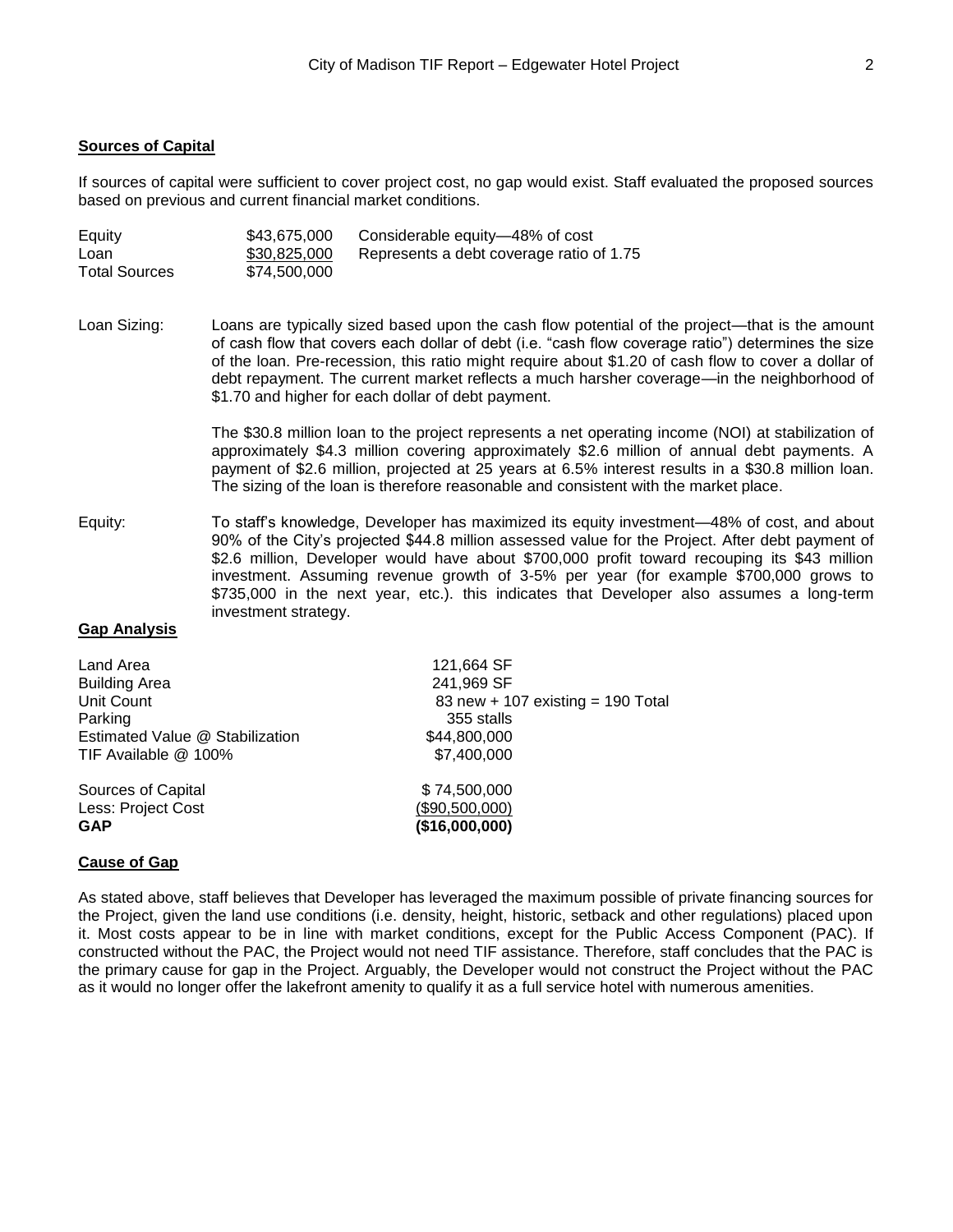## Sources of Capital

If sources of capital were sufficient to cover project cost, no gap would exist. Staff evaluated the proposed sources based on previous and current financial market conditions.

| | | |
|---|---|---|
| Equity | \$43,675,000 | Considerable equity—48% of cost |
| Loan | \$30,825,000 | Represents a debt coverage ratio of 1.75 |
| Total Sources | \$74,500,000 | |

Loan Sizing: Loans are typically sized based upon the cash flow potential of the project—that is the amount of cash flow that covers each dollar of debt (i.e. "cash flow coverage ratio") determines the size of the loan. Pre-recession, this ratio might require about \$1.20 of cash flow to cover a dollar of debt repayment. The current market reflects a much harsher coverage—in the neighborhood of \$1.70 and higher for each dollar of debt payment.

The \$30.8 million loan to the project represents a net operating income (NOI) at stabilization of approximately \$4.3 million covering approximately \$2.6 million of annual debt payments. A payment of \$2.6 million, projected at 25 years at 6.5% interest results in a \$30.8 million loan. The sizing of the loan is therefore reasonable and consistent with the market place.

Equity: To staff's knowledge, Developer has maximized its equity investment—48% of cost, and about 90% of the City's projected \$44.8 million assessed value for the Project. After debt payment of \$2.6 million, Developer would have about \$700,000 profit toward recouping its \$43 million investment. Assuming revenue growth of 3-5% per year (for example \$700,000 grows to \$735,000 in the next year, etc.). this indicates that Developer also assumes a long-term investment strategy.

## Gap Analysis

| | |
|---|---|
| Land Area | 121,664 SF |
| Building Area | 241,969 SF |
| Unit Count | 83 new + 107 existing = 190 Total |
| Parking | 355 stalls |
| Estimated Value @ Stabilization | \$44,800,000 |
| TIF Available @ 100% | \$7,400,000 |
| | |
| Sources of Capital | \$ 74,500,000 |
| Less: Project Cost | (\$90,500,000) |
| **GAP** | **(\$16,000,000)** |

## Cause of Gap

As stated above, staff believes that Developer has leveraged the maximum possible of private financing sources for the Project, given the land use conditions (i.e. density, height, historic, setback and other regulations) placed upon it. Most costs appear to be in line with market conditions, except for the Public Access Component (PAC). If constructed without the PAC, the Project would not need TIF assistance. Therefore, staff concludes that the PAC is the primary cause for gap in the Project. Arguably, the Developer would not construct the Project without the PAC as it would no longer offer the lakefront amenity to qualify it as a full service hotel with numerous amenities.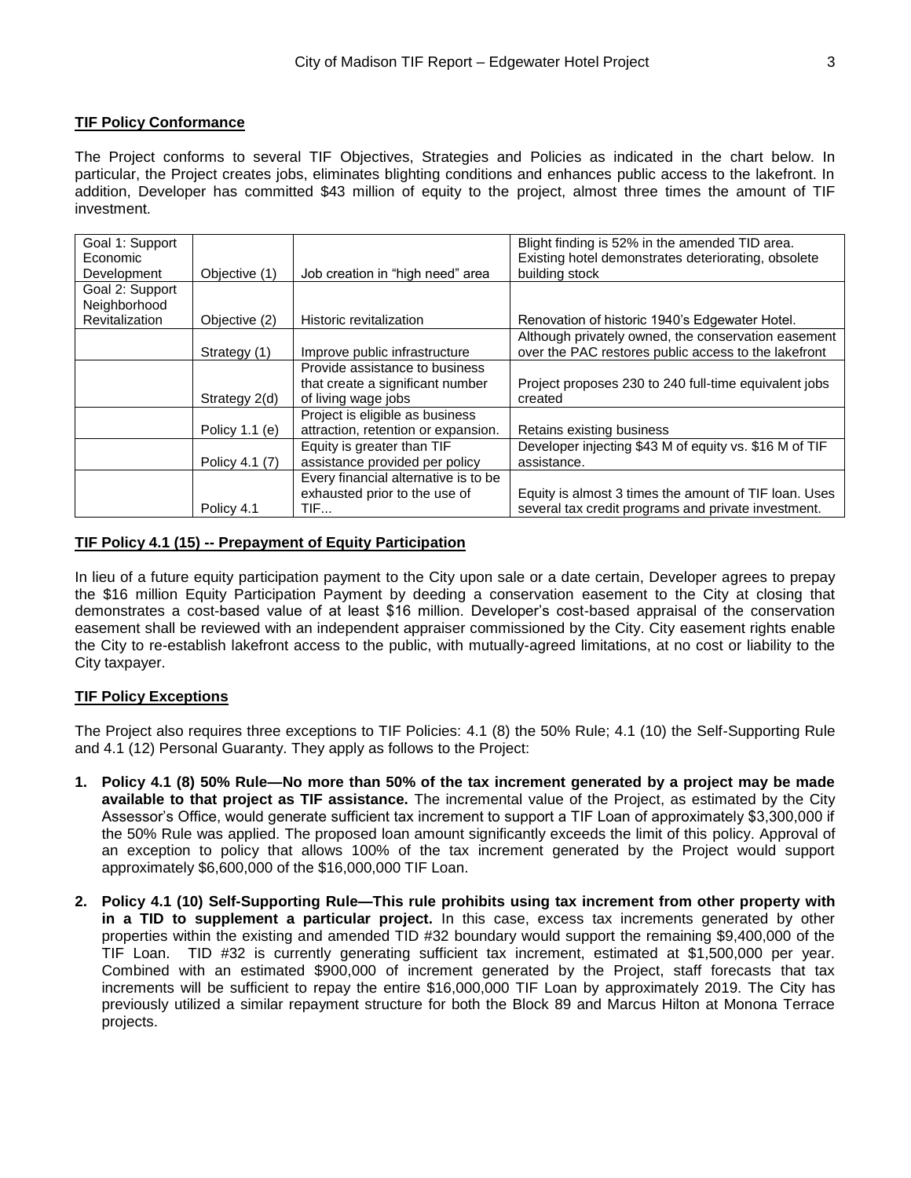**TIF Policy Conformance**

The Project conforms to several TIF Objectives, Strategies and Policies as indicated in the chart below. In particular, the Project creates jobs, eliminates blighting conditions and enhances public access to the lakefront. In addition, Developer has committed $43 million of equity to the project, almost three times the amount of TIF investment.

| | | | |
|---|---|---|---|
| Goal 1: Support Economic Development | Objective (1) | Job creation in "high need" area | Blight finding is 52% in the amended TID area. Existing hotel demonstrates deteriorating, obsolete building stock |
| Goal 2: Support Neighborhood Revitalization | Objective (2) | Historic revitalization | Renovation of historic 1940's Edgewater Hotel. |
| | Strategy (1) | Improve public infrastructure | Although privately owned, the conservation easement over the PAC restores public access to the lakefront |
| | Strategy 2(d) | Provide assistance to business that create a significant number of living wage jobs | Project proposes 230 to 240 full-time equivalent jobs created |
| | Policy 1.1 (e) | Project is eligible as business attraction, retention or expansion. | Retains existing business |
| | Policy 4.1 (7) | Equity is greater than TIF assistance provided per policy | Developer injecting $43 M of equity vs. $16 M of TIF assistance. |
| | Policy 4.1 | Every financial alternative is to be exhausted prior to the use of TIF... | Equity is almost 3 times the amount of TIF loan. Uses several tax credit programs and private investment. |

**TIF Policy 4.1 (15) -- Prepayment of Equity Participation**

In lieu of a future equity participation payment to the City upon sale or a date certain, Developer agrees to prepay the $16 million Equity Participation Payment by deeding a conservation easement to the City at closing that demonstrates a cost-based value of at least $16 million. Developer's cost-based appraisal of the conservation easement shall be reviewed with an independent appraiser commissioned by the City. City easement rights enable the City to re-establish lakefront access to the public, with mutually-agreed limitations, at no cost or liability to the City taxpayer.

**TIF Policy Exceptions**

The Project also requires three exceptions to TIF Policies: 4.1 (8) the 50% Rule; 4.1 (10) the Self-Supporting Rule and 4.1 (12) Personal Guaranty. They apply as follows to the Project:

1. **Policy 4.1 (8) 50% Rule—No more than 50% of the tax increment generated by a project may be made available to that project as TIF assistance.** The incremental value of the Project, as estimated by the City Assessor's Office, would generate sufficient tax increment to support a TIF Loan of approximately $3,300,000 if the 50% Rule was applied. The proposed loan amount significantly exceeds the limit of this policy. Approval of an exception to policy that allows 100% of the tax increment generated by the Project would support approximately $6,600,000 of the $16,000,000 TIF Loan.

2. **Policy 4.1 (10) Self-Supporting Rule—This rule prohibits using tax increment from other property with in a TID to supplement a particular project.** In this case, excess tax increments generated by other properties within the existing and amended TID #32 boundary would support the remaining $9,400,000 of the TIF Loan. TID #32 is currently generating sufficient tax increment, estimated at $1,500,000 per year. Combined with an estimated $900,000 of increment generated by the Project, staff forecasts that tax increments will be sufficient to repay the entire $16,000,000 TIF Loan by approximately 2019. The City has previously utilized a similar repayment structure for both the Block 89 and Marcus Hilton at Monona Terrace projects.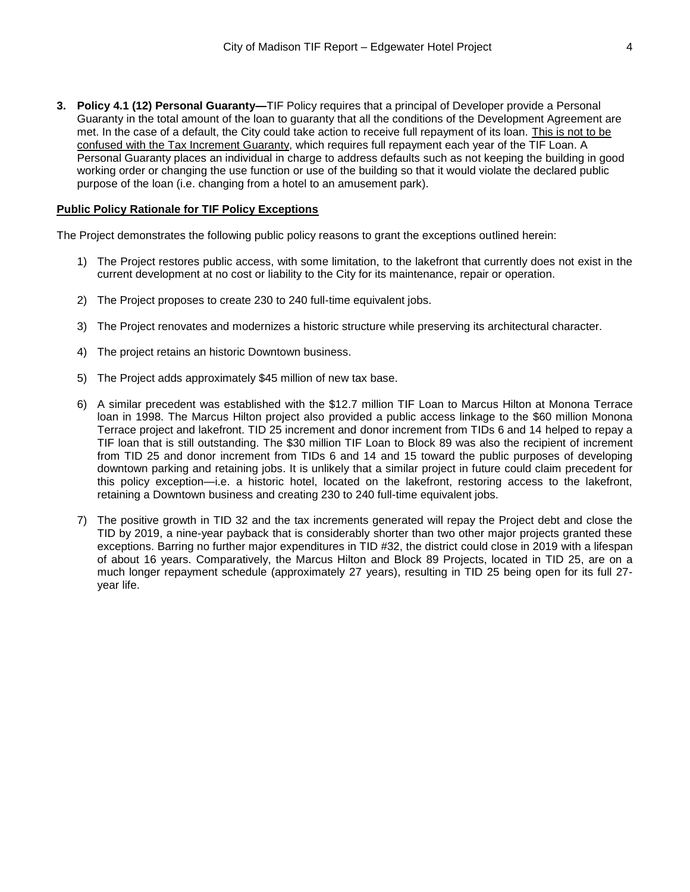3. **Policy 4.1 (12) Personal Guaranty—**TIF Policy requires that a principal of Developer provide a Personal Guaranty in the total amount of the loan to guaranty that all the conditions of the Development Agreement are met. In the case of a default, the City could take action to receive full repayment of its loan. <u>This is not to be confused with the Tax Increment Guaranty</u>, which requires full repayment each year of the TIF Loan. A Personal Guaranty places an individual in charge to address defaults such as not keeping the building in good working order or changing the use function or use of the building so that it would violate the declared public purpose of the loan (i.e. changing from a hotel to an amusement park).

**<u>Public Policy Rationale for TIF Policy Exceptions</u>**

The Project demonstrates the following public policy reasons to grant the exceptions outlined herein:

1) The Project restores public access, with some limitation, to the lakefront that currently does not exist in the current development at no cost or liability to the City for its maintenance, repair or operation.

2) The Project proposes to create 230 to 240 full-time equivalent jobs.

3) The Project renovates and modernizes a historic structure while preserving its architectural character.

4) The project retains an historic Downtown business.

5) The Project adds approximately $45 million of new tax base.

6) A similar precedent was established with the $12.7 million TIF Loan to Marcus Hilton at Monona Terrace loan in 1998. The Marcus Hilton project also provided a public access linkage to the $60 million Monona Terrace project and lakefront. TID 25 increment and donor increment from TIDs 6 and 14 helped to repay a TIF loan that is still outstanding. The $30 million TIF Loan to Block 89 was also the recipient of increment from TID 25 and donor increment from TIDs 6 and 14 and 15 toward the public purposes of developing downtown parking and retaining jobs. It is unlikely that a similar project in future could claim precedent for this policy exception—i.e. a historic hotel, located on the lakefront, restoring access to the lakefront, retaining a Downtown business and creating 230 to 240 full-time equivalent jobs.

7) The positive growth in TID 32 and the tax increments generated will repay the Project debt and close the TID by 2019, a nine-year payback that is considerably shorter than two other major projects granted these exceptions. Barring no further major expenditures in TID #32, the district could close in 2019 with a lifespan of about 16 years. Comparatively, the Marcus Hilton and Block 89 Projects, located in TID 25, are on a much longer repayment schedule (approximately 27 years), resulting in TID 25 being open for its full 27-year life.